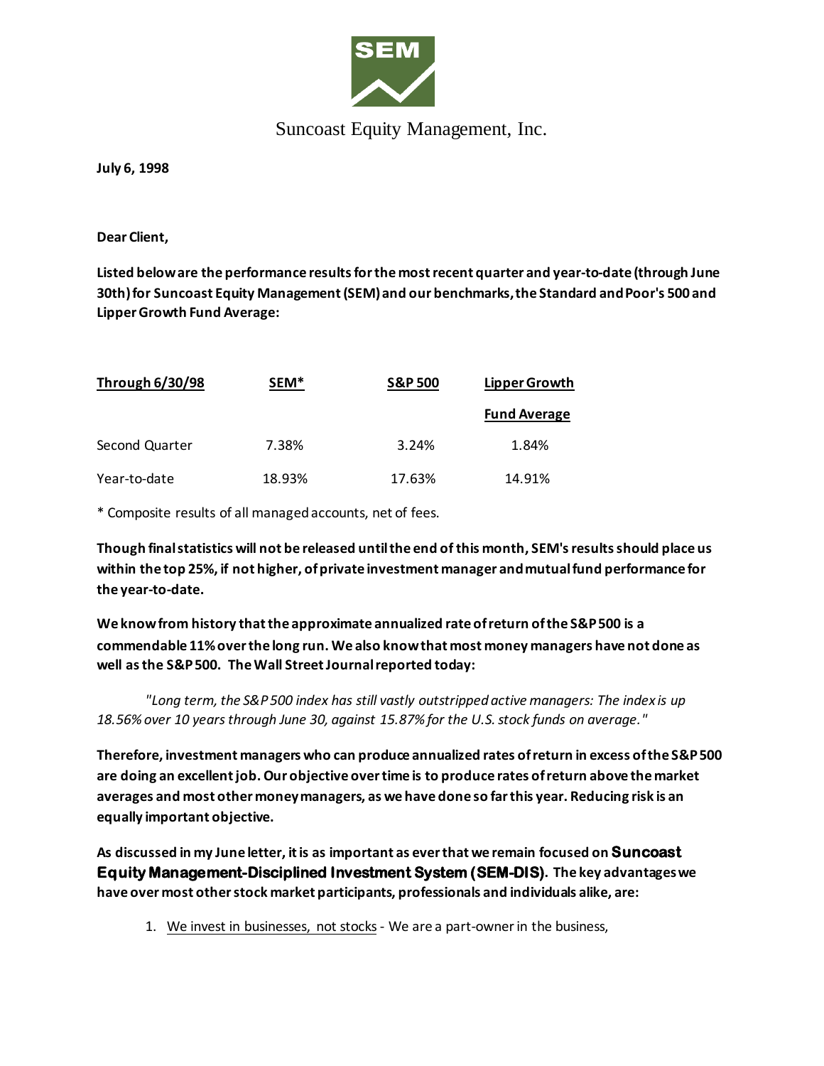Suncoast Equity Management, Inc.

**July 6, 1998**

**Dear Client,**

**Listed below are the performance results for the most recent quarter and year-to-date (through June 30th) for Suncoast Equity Management (SEM) and our benchmarks, the Standard and Poor's 500 and Lipper Growth Fund Average:**

| Through 6/30/98 | SEM* | S&P 500 | Lipper Growth Fund Average |
|---|---|---|---|
| Second Quarter | 7.38% | 3.24% | 1.84% |
| Year-to-date | 18.93% | 17.63% | 14.91% |

\* Composite results of all managed accounts, net of fees.

**Though final statistics will not be released until the end of this month, SEM's results should place us within the top 25%, if not higher, of private investment manager and mutual fund performance for the year-to-date.**

**We know from history that the approximate annualized rate of return of the S&P 500 is a commendable 11% over the long run. We also know that most money managers have not done as well as the S&P 500. The Wall Street Journal reported today:**

*"Long term, the S&P 500 index has still vastly outstripped active managers: The index is up 18.56% over 10 years through June 30, against 15.87% for the U.S. stock funds on average."*

**Therefore, investment managers who can produce annualized rates of return in excess of the S&P 500 are doing an excellent job. Our objective over time is to produce rates of return above the market averages and most other money managers, as we have done so far this year. Reducing risk is an equally important objective.**

**As discussed in my June letter, it is as important as ever that we remain focused on Suncoast Equity Management-Disciplined Investment System (SEM-DIS). The key advantages we have over most other stock market participants, professionals and individuals alike, are:**

1. We invest in businesses, not stocks - We are a part-owner in the business,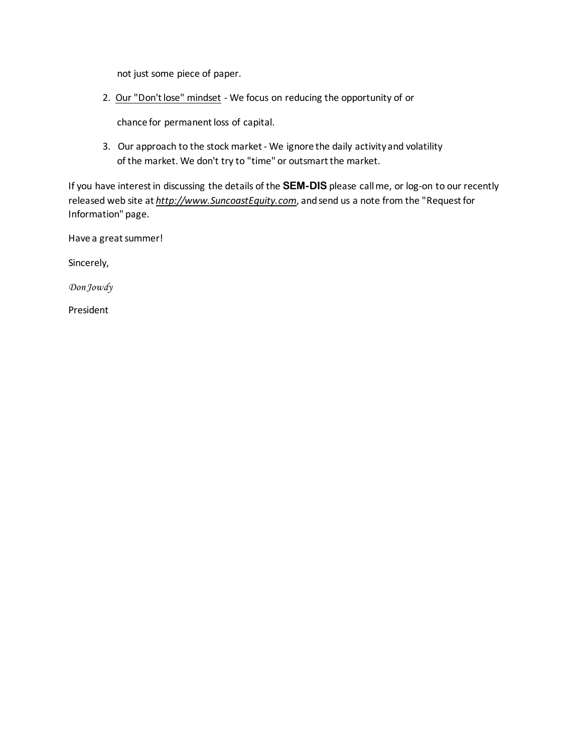not just some piece of paper.

2. <u>Our "Don't lose" mindset</u> - We focus on reducing the opportunity of or chance for permanent loss of capital.

3. Our approach to the stock market - We ignore the daily activity and volatility of the market. We don't try to "time" or outsmart the market.

If you have interest in discussing the details of the **SEM-DIS** please call me, or log-on to our recently released web site at ***http://www.SuncoastEquity.com***, and send us a note from the "Request for Information" page.

Have a great summer!

Sincerely,

*Don Jowdy*

President